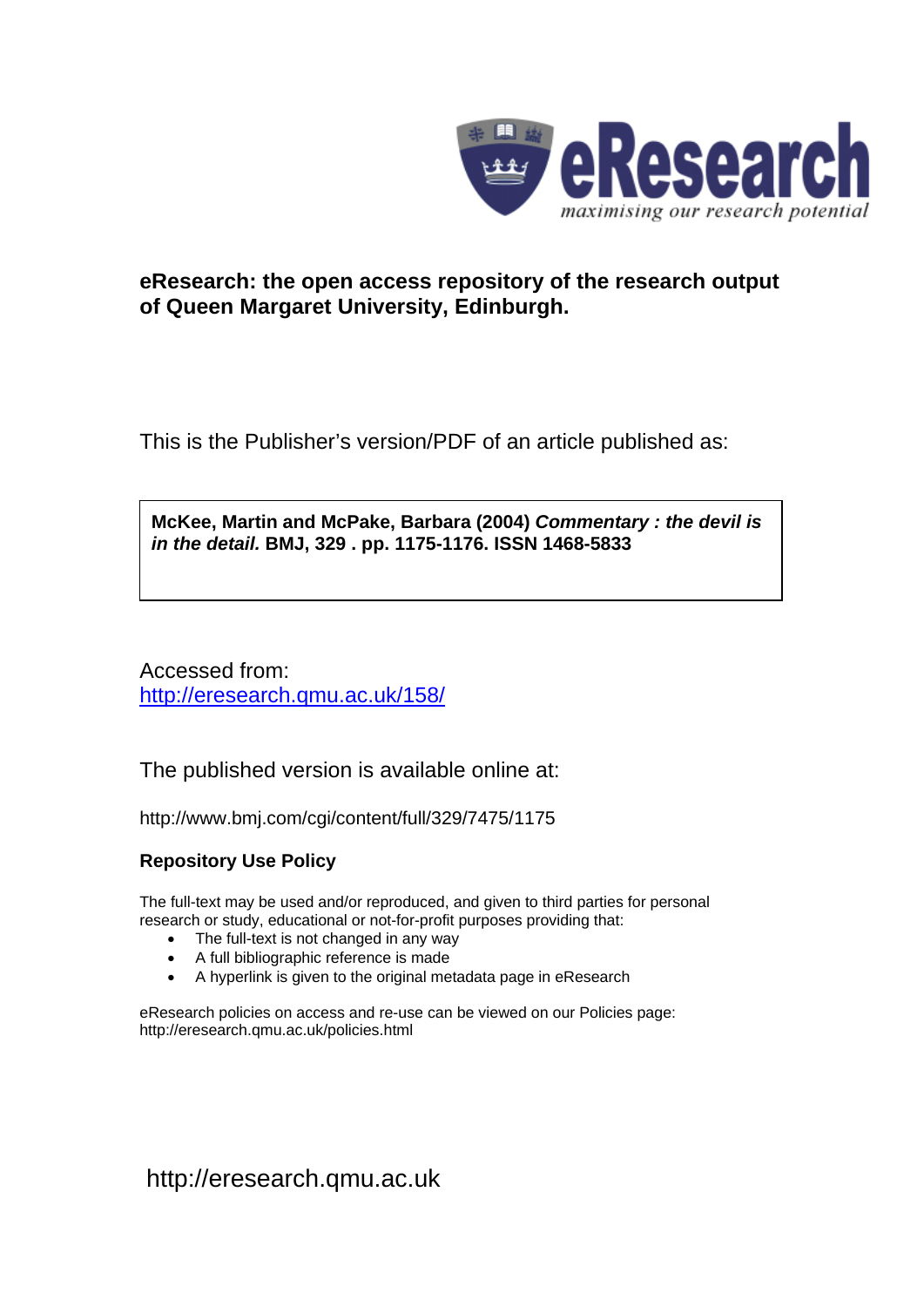eResearch
*maximising our research potential*

**eResearch: the open access repository of the research output of Queen Margaret University, Edinburgh.**

This is the Publisher's version/PDF of an article published as:

**McKee, Martin and McPake, Barbara (2004) *Commentary : the devil is in the detail.* BMJ, 329 . pp. 1175-1176. ISSN 1468-5833**

Accessed from:
[http://eresearch.qmu.ac.uk/158/](http://eresearch.qmu.ac.uk/158/)

The published version is available online at:

http://www.bmj.com/cgi/content/full/329/7475/1175

**Repository Use Policy**

The full-text may be used and/or reproduced, and given to third parties for personal research or study, educational or not-for-profit purposes providing that:

- The full-text is not changed in any way
- A full bibliographic reference is made
- A hyperlink is given to the original metadata page in eResearch

eResearch policies on access and re-use can be viewed on our Policies page:
http://eresearch.qmu.ac.uk/policies.html

http://eresearch.qmu.ac.uk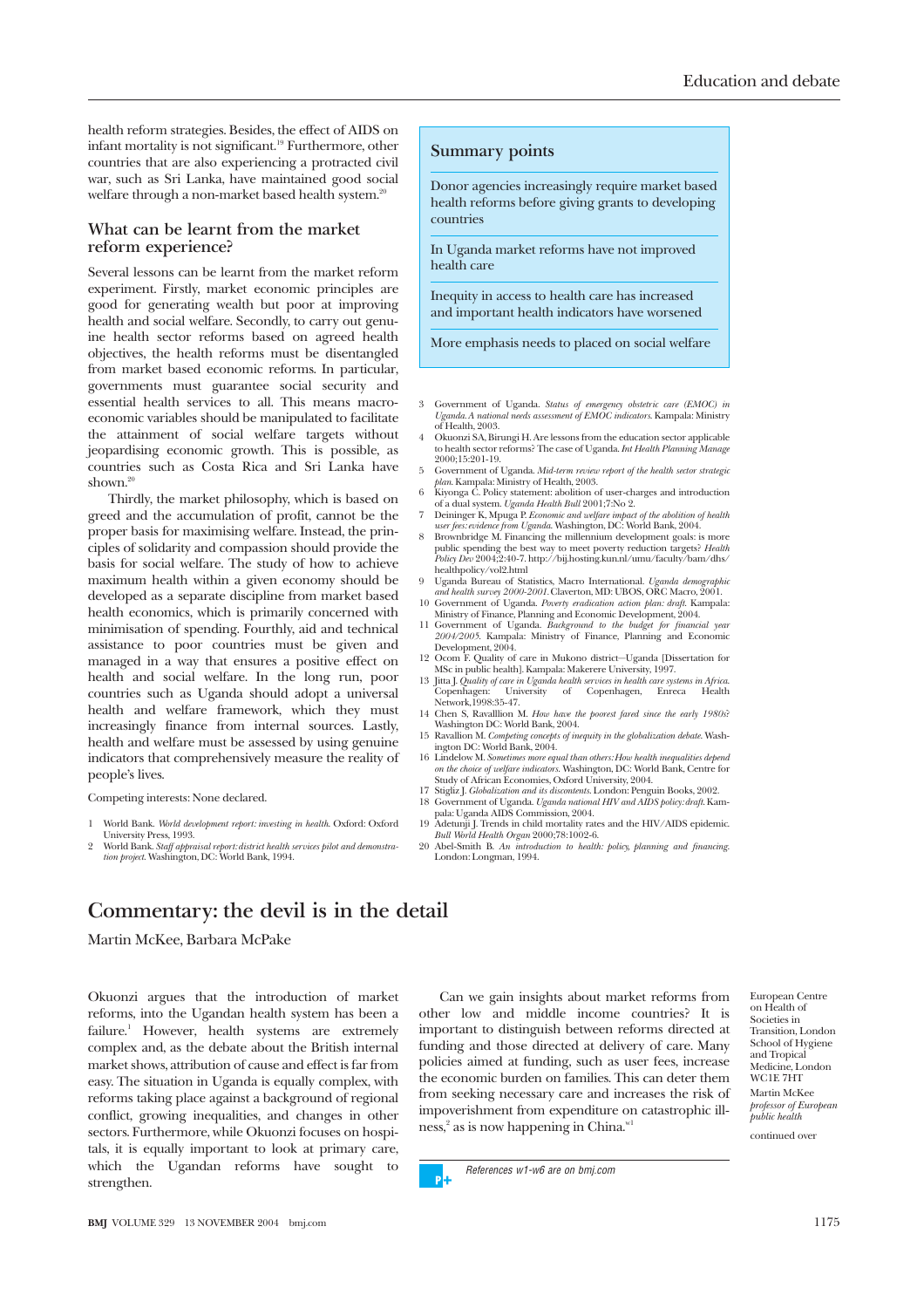health reform strategies. Besides, the effect of AIDS on infant mortality is not significant.[19] Furthermore, other countries that are also experiencing a protracted civil war, such as Sri Lanka, have maintained good social welfare through a non-market based health system.[20]

## What can be learnt from the market reform experience?

Several lessons can be learnt from the market reform experiment. Firstly, market economic principles are good for generating wealth but poor at improving health and social welfare. Secondly, to carry out genuine health sector reforms based on agreed health objectives, the health reforms must be disentangled from market based economic reforms. In particular, governments must guarantee social security and essential health services to all. This means macroeconomic variables should be manipulated to facilitate the attainment of social welfare targets without jeopardising economic growth. This is possible, as countries such as Costa Rica and Sri Lanka have shown.[20]

Thirdly, the market philosophy, which is based on greed and the accumulation of profit, cannot be the proper basis for maximising welfare. Instead, the principles of solidarity and compassion should provide the basis for social welfare. The study of how to achieve maximum health within a given economy should be developed as a separate discipline from market based health economics, which is primarily concerned with minimisation of spending. Fourthly, aid and technical assistance to poor countries must be given and managed in a way that ensures a positive effect on health and social welfare. In the long run, poor countries such as Uganda should adopt a universal health and welfare framework, which they must increasingly finance from internal sources. Lastly, health and welfare must be assessed by using genuine indicators that comprehensively measure the reality of people's lives.

Competing interests: None declared.

### Summary points

Donor agencies increasingly require market based health reforms before giving grants to developing countries

In Uganda market reforms have not improved health care

Inequity in access to health care has increased and important health indicators have worsened

More emphasis needs to placed on social welfare

1. World Bank. *World development report: investing in health.* Oxford: Oxford University Press, 1993.
2. World Bank. *Staff appraisal report: district health services pilot and demonstration project.* Washington, DC: World Bank, 1994.
3. Government of Uganda. *Status of emergency obstetric care (EMOC) in Uganda. A national needs assessment of EMOC indicators.* Kampala: Ministry of Health, 2003.
4. Okuonzi SA, Birungi H. Are lessons from the education sector applicable to health sector reforms? The case of Uganda. *Int Health Planning Manage* 2000;15:201-19.
5. Government of Uganda. *Mid-term review report of the health sector strategic plan.* Kampala: Ministry of Health, 2003.
6. Kiyonga C. Policy statement: abolition of user-charges and introduction of a dual system. *Uganda Health Bull* 2001;7:No 2.
7. Deininger K, Mpuga P. *Economic and welfare impact of the abolition of health user fees: evidence from Uganda.* Washington, DC: World Bank, 2004.
8. Brownbridge M. Financing the millennium development goals: is more public spending the best way to meet poverty reduction targets? *Health Policy Dev* 2004;2:40-7. http://bij.hosting.kun.nl/umu/faculty/bam/dhs/healthpolicy/vol2.html
9. Uganda Bureau of Statistics, Macro International. *Uganda demographic and health survey 2000-2001.* Claverton, MD: UBOS, ORC Macro, 2001.
10. Government of Uganda. *Poverty eradication action plan: draft.* Kampala: Ministry of Finance, Planning and Economic Development, 2004.
11. Government of Uganda. *Background to the budget for financial year 2004/2005.* Kampala: Ministry of Finance, Planning and Economic Development, 2004.
12. Ocom F. Quality of care in Mukono district—Uganda [Dissertation for MSc in public health]. Kampala: Makerere University, 1997.
13. Jitta J. *Quality of care in Uganda health services in health care systems in Africa.* Copenhagen: University of Copenhagen, Enreca Health Network,1998:35-47.
14. Chen S, Ravalllion M. *How have the poorest fared since the early 1980s?* Washington DC: World Bank, 2004.
15. Ravallion M. *Competing concepts of inequity in the globalization debate.* Washington DC: World Bank, 2004.
16. Lindelow M. *Sometimes more equal than others: How health inequalities depend on the choice of welfare indicators.* Washington, DC: World Bank, Centre for Study of African Economies, Oxford University, 2004.
17. Stigliz J. *Globalization and its discontents.* London: Penguin Books, 2002.
18. Government of Uganda. *Uganda national HIV and AIDS policy: draft.* Kampala: Uganda AIDS Commission, 2004.
19. Adetunji J. Trends in child mortality rates and the HIV/AIDS epidemic. *Bull World Health Organ* 2000;78:1002-6.
20. Abel-Smith B. *An introduction to health: policy, planning and financing.* London: Longman, 1994.

# Commentary: the devil is in the detail

Martin McKee, Barbara McPake

European Centre on Health of Societies in Transition, London School of Hygiene and Tropical Medicine, London WC1E 7HT

Martin McKee *professor of European public health*

continued over

Okuonzi argues that the introduction of market reforms, into the Ugandan health system has been a failure.[1] However, health systems are extremely complex and, as the debate about the British internal market shows, attribution of cause and effect is far from easy. The situation in Uganda is equally complex, with reforms taking place against a background of regional conflict, growing inequalities, and changes in other sectors. Furthermore, while Okuonzi focuses on hospitals, it is equally important to look at primary care, which the Ugandan reforms have sought to strengthen.

Can we gain insights about market reforms from other low and middle income countries? It is important to distinguish between reforms directed at funding and those directed at delivery of care. Many policies aimed at funding, such as user fees, increase the economic burden on families. This can deter them from seeking necessary care and increases the risk of impoverishment from expenditure on catastrophic illness,[2] as is now happening in China.[w1]

*References w1-w6 are on bmj.com*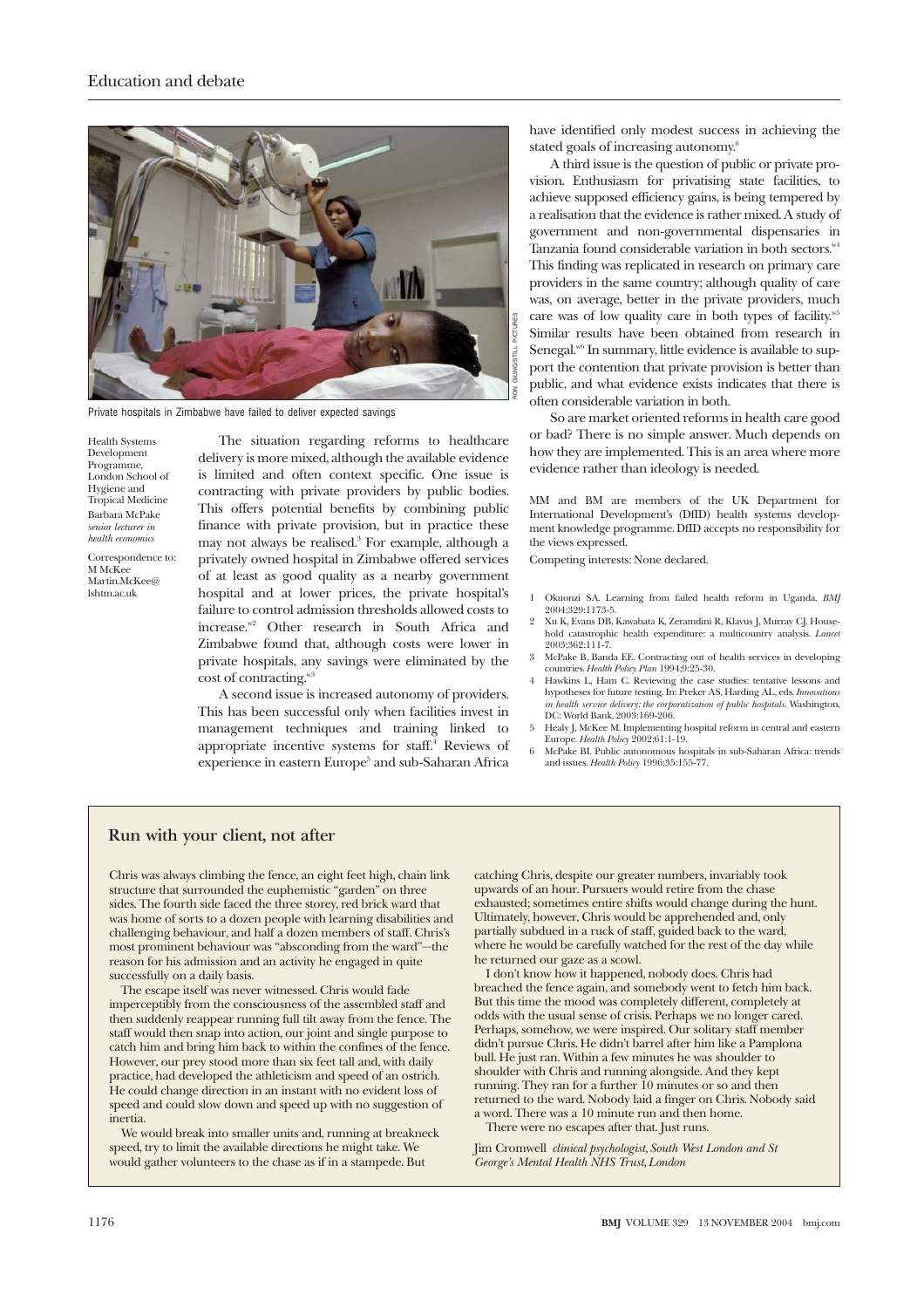Private hospitals in Zimbabwe have failed to deliver expected savings

Health Systems Development Programme, London School of Hygiene and Tropical Medicine
Barbara McPake *senior lecturer in health economics*

Correspondence to: M McKee Martin.McKee@lshtm.ac.uk

The situation regarding reforms to healthcare delivery is more mixed, although the available evidence is limited and often context specific. One issue is contracting with private providers by public bodies. This offers potential benefits by combining public finance with private provision, but in practice these may not always be realised.[3] For example, although a privately owned hospital in Zimbabwe offered services of at least as good quality as a nearby government hospital and at lower prices, the private hospital's failure to control admission thresholds allowed costs to increase.[w2] Other research in South Africa and Zimbabwe found that, although costs were lower in private hospitals, any savings were eliminated by the cost of contracting.[w3]

A second issue is increased autonomy of providers. This has been successful only when facilities invest in management techniques and training linked to appropriate incentive systems for staff.[4] Reviews of experience in eastern Europe[5] and sub-Saharan Africa have identified only modest success in achieving the stated goals of increasing autonomy.[6]

A third issue is the question of public or private provision. Enthusiasm for privatising state facilities, to achieve supposed efficiency gains, is being tempered by a realisation that the evidence is rather mixed. A study of government and non-governmental dispensaries in Tanzania found considerable variation in both sectors.[w4] This finding was replicated in research on primary care providers in the same country; although quality of care was, on average, better in the private providers, much care was of low quality care in both types of facility.[w5] Similar results have been obtained from research in Senegal.[w6] In summary, little evidence is available to support the contention that private provision is better than public, and what evidence exists indicates that there is often considerable variation in both.

So are market oriented reforms in health care good or bad? There is no simple answer. Much depends on how they are implemented. This is an area where more evidence rather than ideology is needed.

MM and BM are members of the UK Department for International Development's (DfID) health systems development knowledge programme. DfID accepts no responsibility for the views expressed.

Competing interests: None declared.

1. Okuonzi SA. Learning from failed health reform in Uganda. *BMJ* 2004;329:1173-5.
2. Xu K, Evans DB, Kawabata K, Zeramdini R, Klavus J, Murray CJ. Household catastrophic health expenditure: a multicountry analysis. *Lancet* 2003;362:111-7.
3. McPake B, Banda EE. Contracting out of health services in developing countries. *Health Policy Plan* 1994;9:25-30.
4. Hawkins L, Ham C. Reviewing the case studies: tentative lessons and hypotheses for future testing. In: Preker AS, Harding AL, eds. *Innovations in health service delivery: the corporatization of public hospitals*. Washington, DC: World Bank, 2003:169-206.
5. Healy J, McKee M. Implementing hospital reform in central and eastern Europe. *Health Policy* 2002;61:1-19.
6. McPake BI. Public autonomous hospitals in sub-Saharan Africa: trends and issues. *Health Policy* 1996;35:155-77.

## Run with your client, not after

Chris was always climbing the fence, an eight feet high, chain link structure that surrounded the euphemistic "garden" on three sides. The fourth side faced the three storey, red brick ward that was home of sorts to a dozen people with learning disabilities and challenging behaviour, and half a dozen members of staff. Chris's most prominent behaviour was "absconding from the ward"—the reason for his admission and an activity he engaged in quite successfully on a daily basis.

The escape itself was never witnessed. Chris would fade imperceptibly from the consciousness of the assembled staff and then suddenly reappear running full tilt away from the fence. The staff would then snap into action, our joint and single purpose to catch him and bring him back to within the confines of the fence. However, our prey stood more than six feet tall and, with daily practice, had developed the athleticism and speed of an ostrich. He could change direction in an instant with no evident loss of speed and could slow down and speed up with no suggestion of inertia.

We would break into smaller units and, running at breakneck speed, try to limit the available directions he might take. We would gather volunteers to the chase as if in a stampede. But catching Chris, despite our greater numbers, invariably took upwards of an hour. Pursuers would retire from the chase exhausted; sometimes entire shifts would change during the hunt. Ultimately, however, Chris would be apprehended and, only partially subdued in a ruck of staff, guided back to the ward, where he would be carefully watched for the rest of the day while he returned our gaze as a scowl.

I don't know how it happened, nobody does. Chris had breached the fence again, and somebody went to fetch him back. But this time the mood was completely different, completely at odds with the usual sense of crisis. Perhaps we no longer cared. Perhaps, somehow, we were inspired. Our solitary staff member didn't pursue Chris. He didn't barrel after him like a Pamplona bull. He just ran. Within a few minutes he was shoulder to shoulder with Chris and running alongside. And they kept running. They ran for a further 10 minutes or so and then returned to the ward. Nobody laid a finger on Chris. Nobody said a word. There was a 10 minute run and then home.

There were no escapes after that. Just runs.

Jim Cromwell *clinical psychologist, South West London and St George's Mental Health NHS Trust, London*